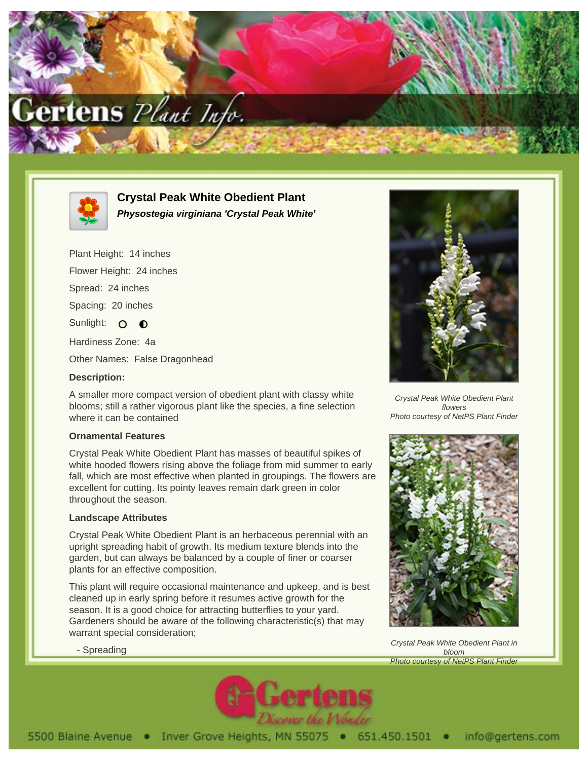# Crystal Peak White Obedient Plant

***Physostegia virginiana 'Crystal Peak White'***

Plant Height: 14 inches

Flower Height: 24 inches

Spread: 24 inches

Spacing: 20 inches

Sunlight: ○ ◐

Hardiness Zone: 4a

Other Names: False Dragonhead

### Description:

A smaller more compact version of obedient plant with classy white blooms; still a rather vigorous plant like the species, a fine selection where it can be contained

### Ornamental Features

Crystal Peak White Obedient Plant has masses of beautiful spikes of white hooded flowers rising above the foliage from mid summer to early fall, which are most effective when planted in groupings. The flowers are excellent for cutting. Its pointy leaves remain dark green in color throughout the season.

### Landscape Attributes

Crystal Peak White Obedient Plant is an herbaceous perennial with an upright spreading habit of growth. Its medium texture blends into the garden, but can always be balanced by a couple of finer or coarser plants for an effective composition.

This plant will require occasional maintenance and upkeep, and is best cleaned up in early spring before it resumes active growth for the season. It is a good choice for attracting butterflies to your yard. Gardeners should be aware of the following characteristic(s) that may warrant special consideration;

- Spreading

*Crystal Peak White Obedient Plant flowers*
*Photo courtesy of NetPS Plant Finder*

*Crystal Peak White Obedient Plant in bloom*
*Photo courtesy of NetPS Plant Finder*

5500 Blaine Avenue • Inver Grove Heights, MN 55075 • 651.450.1501 • info@gertens.com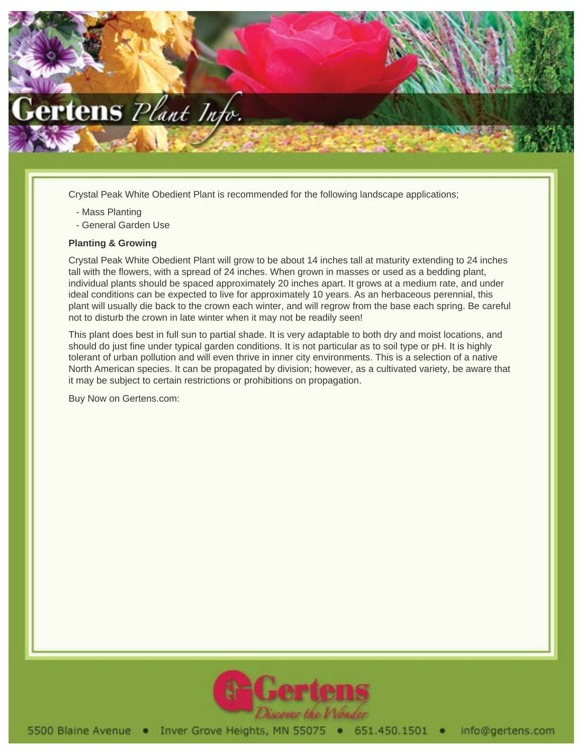Crystal Peak White Obedient Plant is recommended for the following landscape applications;

- Mass Planting
- General Garden Use

**Planting & Growing**

Crystal Peak White Obedient Plant will grow to be about 14 inches tall at maturity extending to 24 inches tall with the flowers, with a spread of 24 inches. When grown in masses or used as a bedding plant, individual plants should be spaced approximately 20 inches apart. It grows at a medium rate, and under ideal conditions can be expected to live for approximately 10 years. As an herbaceous perennial, this plant will usually die back to the crown each winter, and will regrow from the base each spring. Be careful not to disturb the crown in late winter when it may not be readily seen!

This plant does best in full sun to partial shade. It is very adaptable to both dry and moist locations, and should do just fine under typical garden conditions. It is not particular as to soil type or pH. It is highly tolerant of urban pollution and will even thrive in inner city environments. This is a selection of a native North American species. It can be propagated by division; however, as a cultivated variety, be aware that it may be subject to certain restrictions or prohibitions on propagation.

Buy Now on Gertens.com: